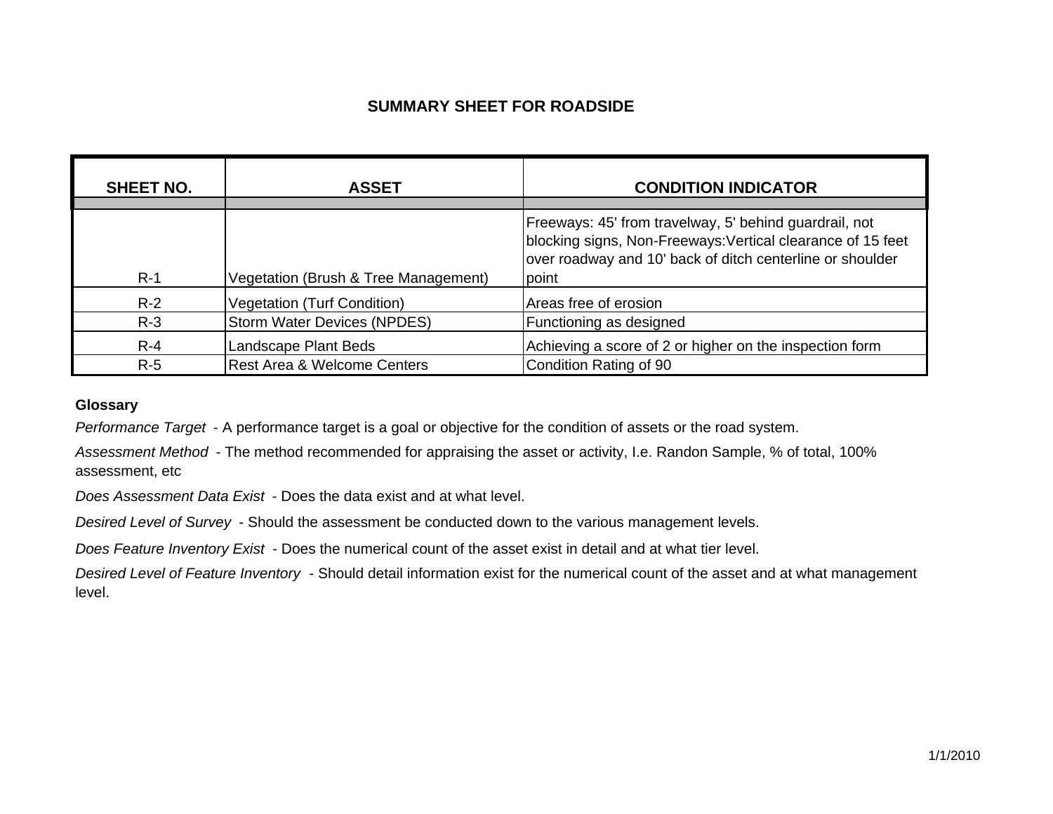# SUMMARY SHEET FOR ROADSIDE

| SHEET NO. | ASSET | CONDITION INDICATOR |
|---|---|---|
| R-1 | Vegetation (Brush & Tree Management) | Freeways: 45' from travelway, 5' behind guardrail, not blocking signs, Non-Freeways:Vertical clearance of 15 feet over roadway and 10' back of ditch centerline or shoulder point |
| R-2 | Vegetation (Turf Condition) | Areas free of erosion |
| R-3 | Storm Water Devices (NPDES) | Functioning as designed |
| R-4 | Landscape Plant Beds | Achieving a score of 2 or higher on the inspection form |
| R-5 | Rest Area & Welcome Centers | Condition Rating of 90 |

**Glossary**

*Performance Target* - A performance target is a goal or objective for the condition of assets or the road system.

*Assessment Method* - The method recommended for appraising the asset or activity, I.e. Randon Sample, % of total, 100% assessment, etc

*Does Assessment Data Exist* - Does the data exist and at what level.

*Desired Level of Survey* - Should the assessment be conducted down to the various management levels.

*Does Feature Inventory Exist* - Does the numerical count of the asset exist in detail and at what tier level.

*Desired Level of Feature Inventory* - Should detail information exist for the numerical count of the asset and at what management level.

1/1/2010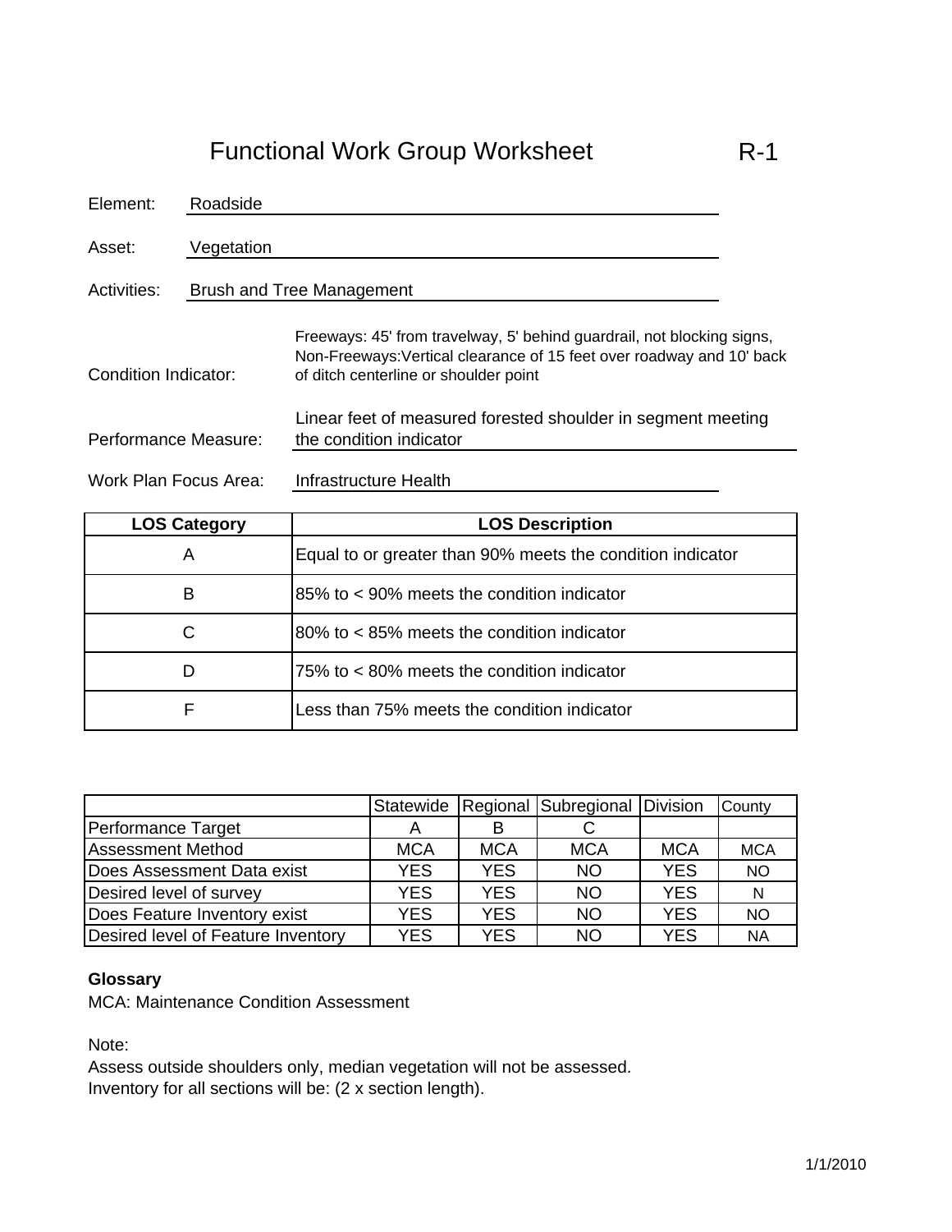# Functional Work Group Worksheet R-1

Element: Roadside

Asset: Vegetation

Activities: Brush and Tree Management

Condition Indicator: Freeways: 45' from travelway, 5' behind guardrail, not blocking signs, Non-Freeways:Vertical clearance of 15 feet over roadway and 10' back of ditch centerline or shoulder point

Performance Measure: Linear feet of measured forested shoulder in segment meeting the condition indicator

Work Plan Focus Area: Infrastructure Health

| LOS Category | LOS Description |
|---|---|
| A | Equal to or greater than 90% meets the condition indicator |
| B | 85% to < 90% meets the condition indicator |
| C | 80% to < 85% meets the condition indicator |
| D | 75% to < 80% meets the condition indicator |
| F | Less than 75% meets the condition indicator |

| | Statewide | Regional | Subregional | Division | County |
|---|---|---|---|---|---|
| Performance Target | A | B | C | | |
| Assessment Method | MCA | MCA | MCA | MCA | MCA |
| Does Assessment Data exist | YES | YES | NO | YES | NO |
| Desired level of survey | YES | YES | NO | YES | N |
| Does Feature Inventory exist | YES | YES | NO | YES | NO |
| Desired level of Feature Inventory | YES | YES | NO | YES | NA |

**Glossary**

MCA: Maintenance Condition Assessment

Note:

Assess outside shoulders only, median vegetation will not be assessed.

Inventory for all sections will be: (2 x section length).

1/1/2010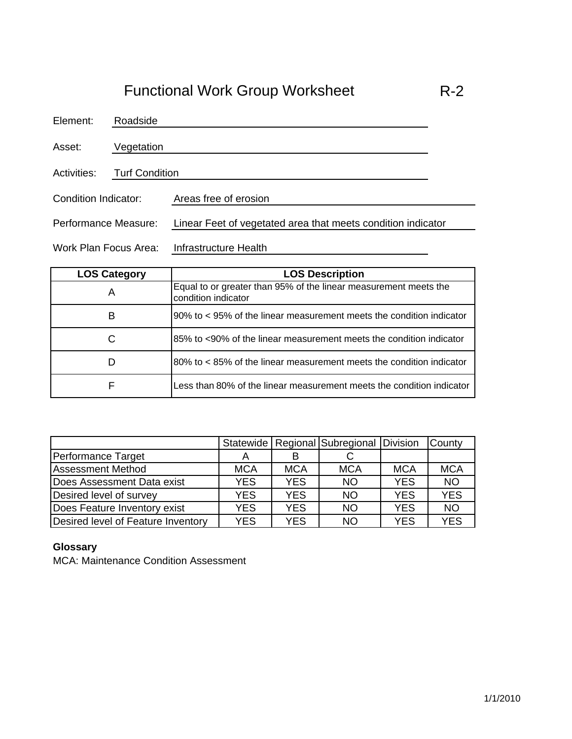# Functional Work Group Worksheet R-2

Element: Roadside

Asset: Vegetation

Activities: Turf Condition

Condition Indicator: Areas free of erosion

Performance Measure: Linear Feet of vegetated area that meets condition indicator

Work Plan Focus Area: Infrastructure Health

| LOS Category | LOS Description |
|---|---|
| A | Equal to or greater than 95% of the linear measurement meets the condition indicator |
| B | 90% to < 95% of the linear measurement meets the condition indicator |
| C | 85% to <90% of the linear measurement meets the condition indicator |
| D | 80% to < 85% of the linear measurement meets the condition indicator |
| F | Less than 80% of the linear measurement meets the condition indicator |

| | Statewide | Regional | Subregional | Division | County |
|---|---|---|---|---|---|
| Performance Target | A | B | C | | |
| Assessment Method | MCA | MCA | MCA | MCA | MCA |
| Does Assessment Data exist | YES | YES | NO | YES | NO |
| Desired level of survey | YES | YES | NO | YES | YES |
| Does Feature Inventory exist | YES | YES | NO | YES | NO |
| Desired level of Feature Inventory | YES | YES | NO | YES | YES |

**Glossary**

MCA: Maintenance Condition Assessment

1/1/2010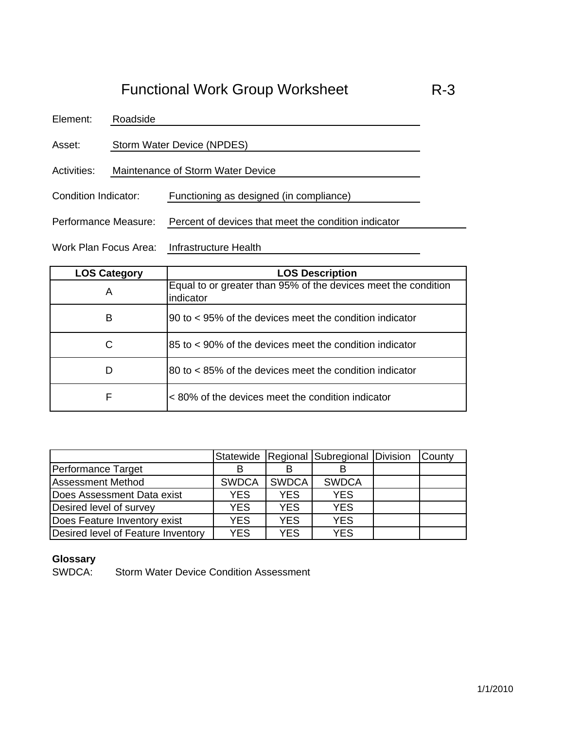# Functional Work Group Worksheet R-3

Element: Roadside

Asset: Storm Water Device (NPDES)

Activities: Maintenance of Storm Water Device

Condition Indicator: Functioning as designed (in compliance)

Performance Measure: Percent of devices that meet the condition indicator

Work Plan Focus Area: Infrastructure Health

| LOS Category | LOS Description |
|---|---|
| A | Equal to or greater than 95% of the devices meet the condition indicator |
| B | 90 to < 95% of the devices meet the condition indicator |
| C | 85 to < 90% of the devices meet the condition indicator |
| D | 80 to < 85% of the devices meet the condition indicator |
| F | < 80% of the devices meet the condition indicator |

| | Statewide | Regional | Subregional | Division | County |
|---|---|---|---|---|---|
| Performance Target | B | B | B | | |
| Assessment Method | SWDCA | SWDCA | SWDCA | | |
| Does Assessment Data exist | YES | YES | YES | | |
| Desired level of survey | YES | YES | YES | | |
| Does Feature Inventory exist | YES | YES | YES | | |
| Desired level of Feature Inventory | YES | YES | YES | | |

**Glossary**

SWDCA: Storm Water Device Condition Assessment

1/1/2010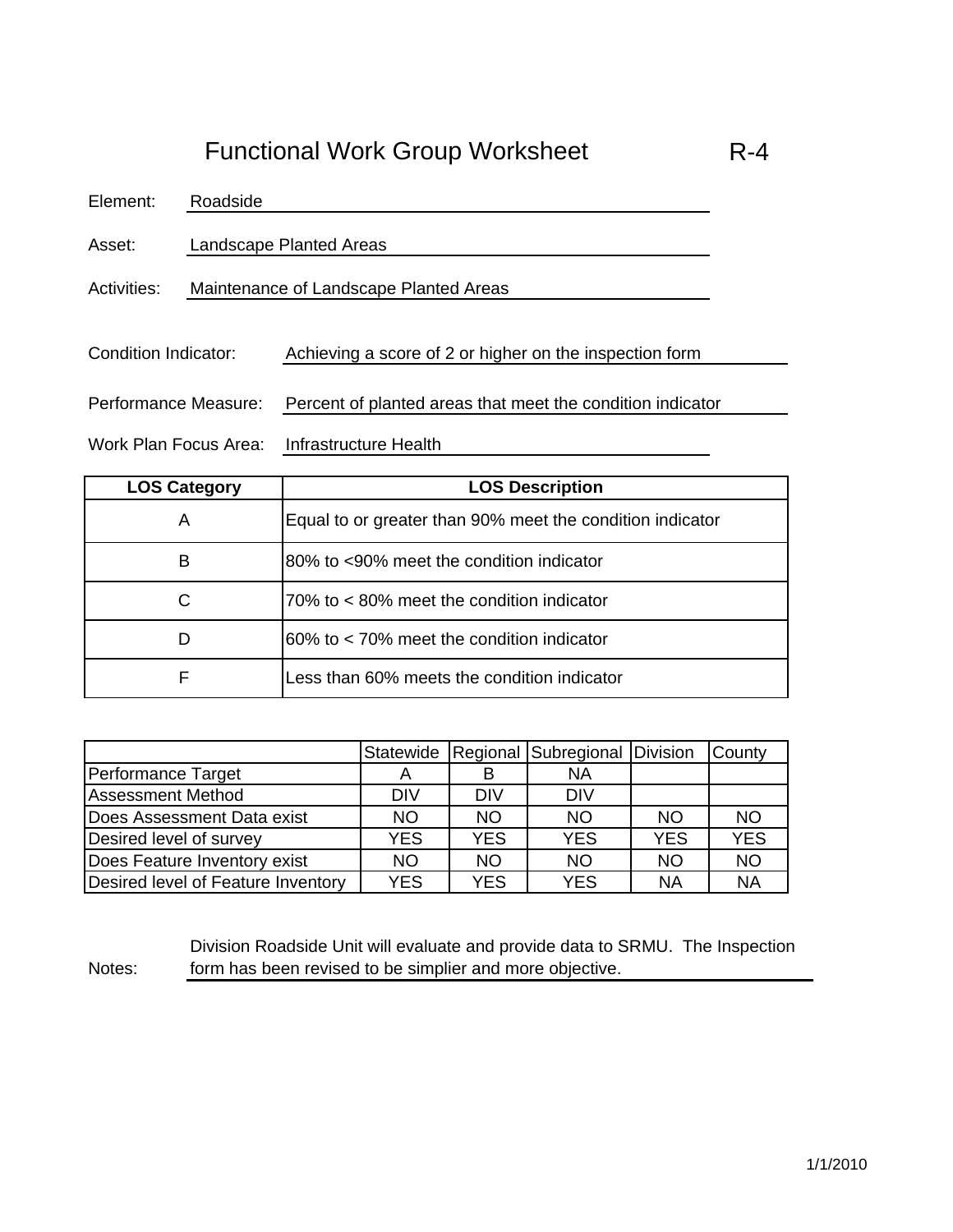# Functional Work Group Worksheet R-4

Element: Roadside

Asset: Landscape Planted Areas

Activities: Maintenance of Landscape Planted Areas

Condition Indicator: Achieving a score of 2 or higher on the inspection form

Performance Measure: Percent of planted areas that meet the condition indicator

Work Plan Focus Area: Infrastructure Health

| LOS Category | LOS Description |
|---|---|
| A | Equal to or greater than 90% meet the condition indicator |
| B | 80% to <90% meet the condition indicator |
| C | 70% to < 80% meet the condition indicator |
| D | 60% to < 70% meet the condition indicator |
| F | Less than 60% meets the condition indicator |

| | Statewide | Regional | Subregional | Division | County |
|---|---|---|---|---|---|
| Performance Target | A | B | NA | | |
| Assessment Method | DIV | DIV | DIV | | |
| Does Assessment Data exist | NO | NO | NO | NO | NO |
| Desired level of survey | YES | YES | YES | YES | YES |
| Does Feature Inventory exist | NO | NO | NO | NO | NO |
| Desired level of Feature Inventory | YES | YES | YES | NA | NA |

Notes: Division Roadside Unit will evaluate and provide data to SRMU. The Inspection form has been revised to be simplier and more objective.

1/1/2010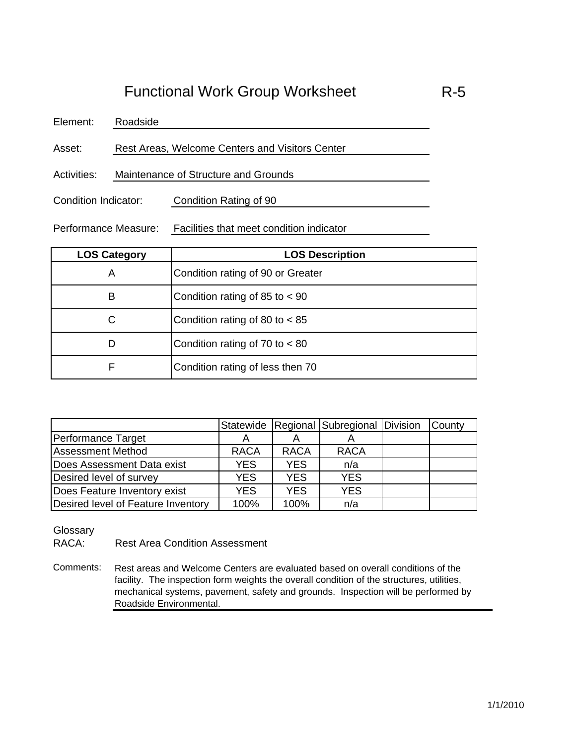# Functional Work Group Worksheet R-5

Element: Roadside

Asset: Rest Areas, Welcome Centers and Visitors Center

Activities: Maintenance of Structure and Grounds

Condition Indicator: Condition Rating of 90

Performance Measure: Facilities that meet condition indicator

| LOS Category | LOS Description |
|---|---|
| A | Condition rating of 90 or Greater |
| B | Condition rating of 85 to < 90 |
| C | Condition rating of 80 to < 85 |
| D | Condition rating of 70 to < 80 |
| F | Condition rating of less then 70 |

| | Statewide | Regional | Subregional | Division | County |
|---|---|---|---|---|---|
| Performance Target | A | A | A | | |
| Assessment Method | RACA | RACA | RACA | | |
| Does Assessment Data exist | YES | YES | n/a | | |
| Desired level of survey | YES | YES | YES | | |
| Does Feature Inventory exist | YES | YES | YES | | |
| Desired level of Feature Inventory | 100% | 100% | n/a | | |

Glossary

RACA: Rest Area Condition Assessment

Comments: Rest areas and Welcome Centers are evaluated based on overall conditions of the facility. The inspection form weights the overall condition of the structures, utilities, mechanical systems, pavement, safety and grounds. Inspection will be performed by Roadside Environmental.

1/1/2010